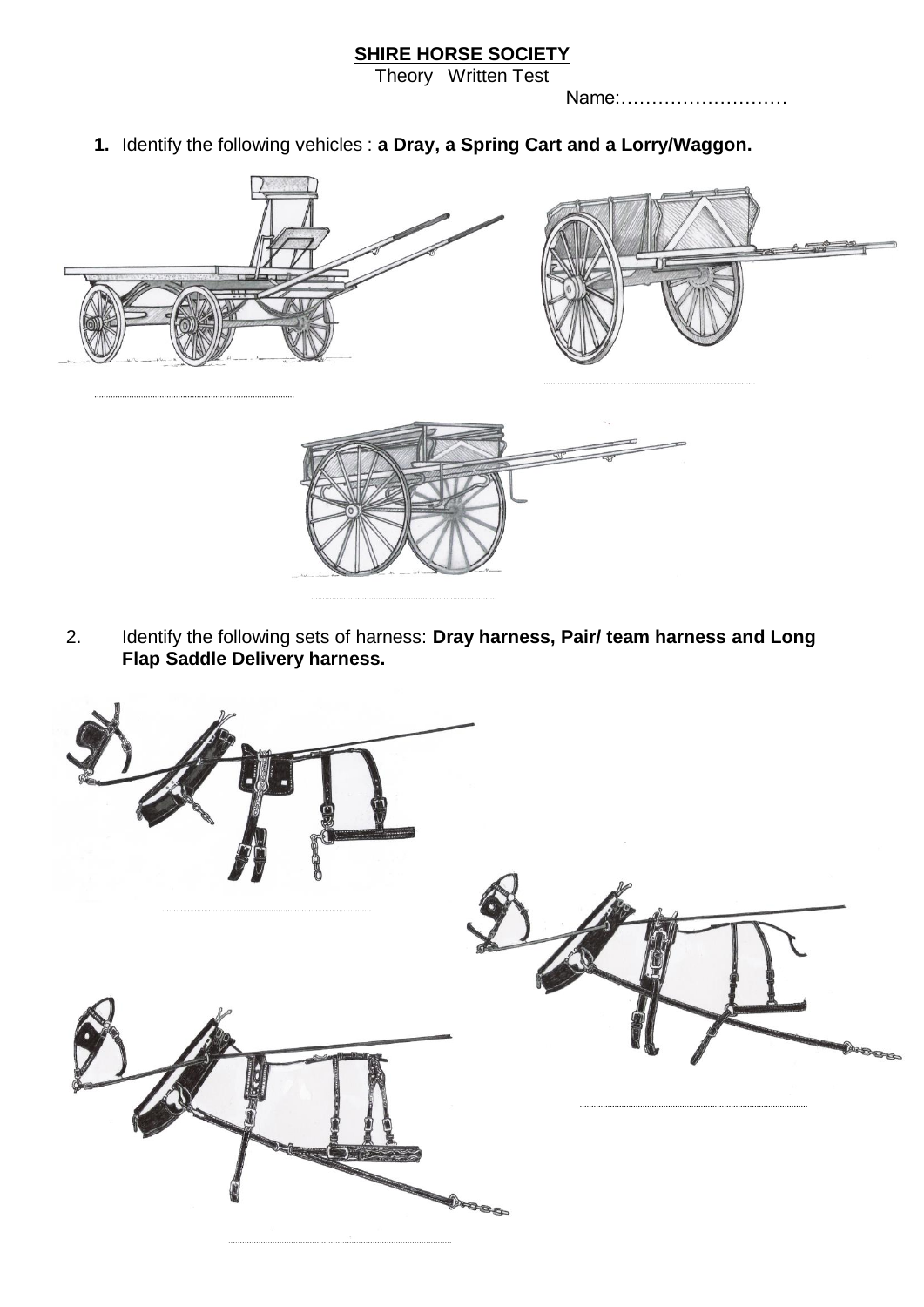**SHIRE HORSE SOCIETY**

Theory Written Test

Name:………………………

1. Identify the following vehicles : **a Dray, a Spring Cart and a Lorry/Waggon.**

……………………………………………………

……………………………………………………

……………………………………………………

2. Identify the following sets of harness: **Dray harness, Pair/ team harness and Long Flap Saddle Delivery harness.**

……………………………………………………

……………………………………………………

……………………………………………………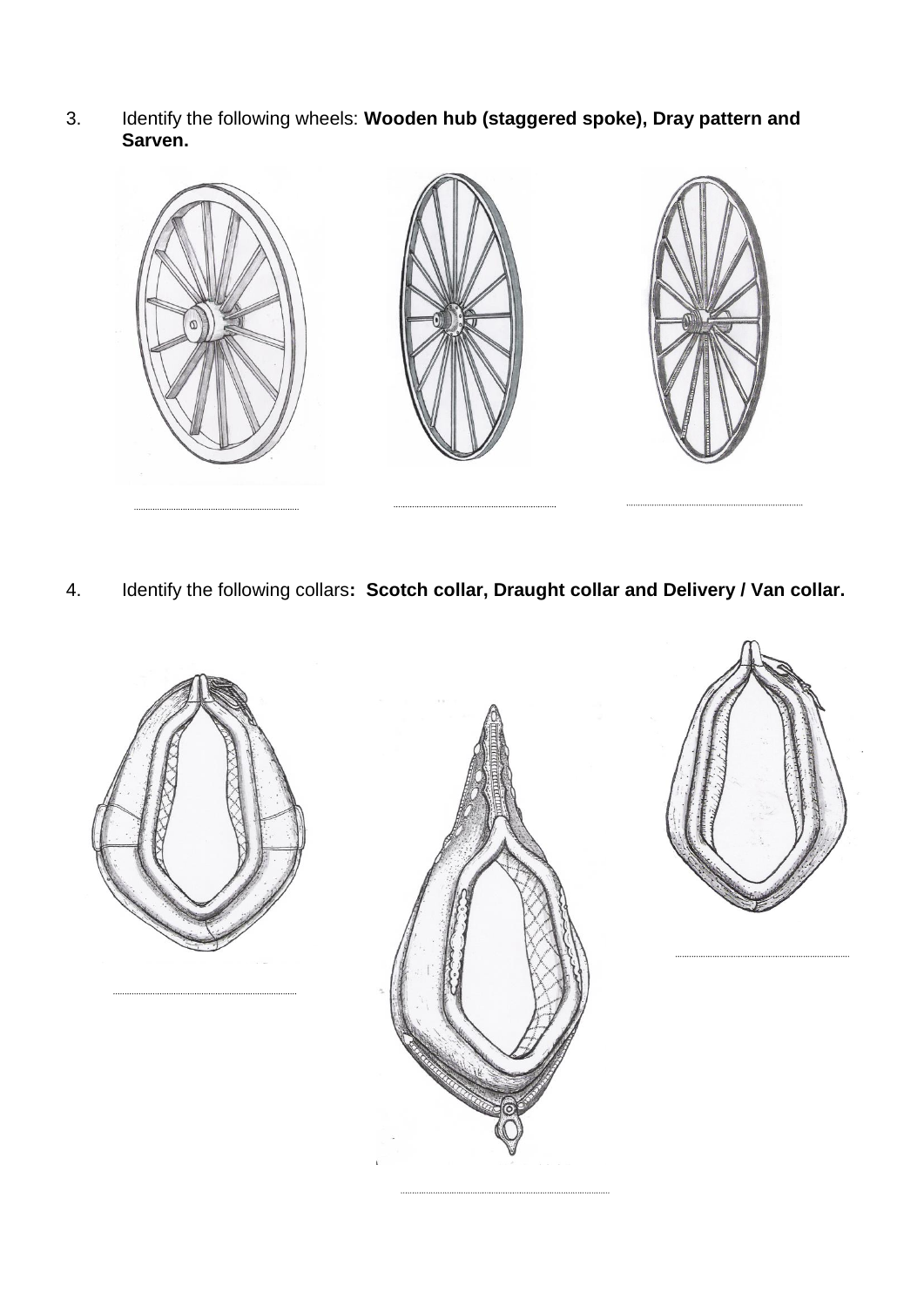3. Identify the following wheels: **Wooden hub (staggered spoke), Dray pattern and Sarven.**

........................................ ........................................ ........................................

4. Identify the following collars**: Scotch collar, Draught collar and Delivery / Van collar.**

........................................ ........................................ ........................................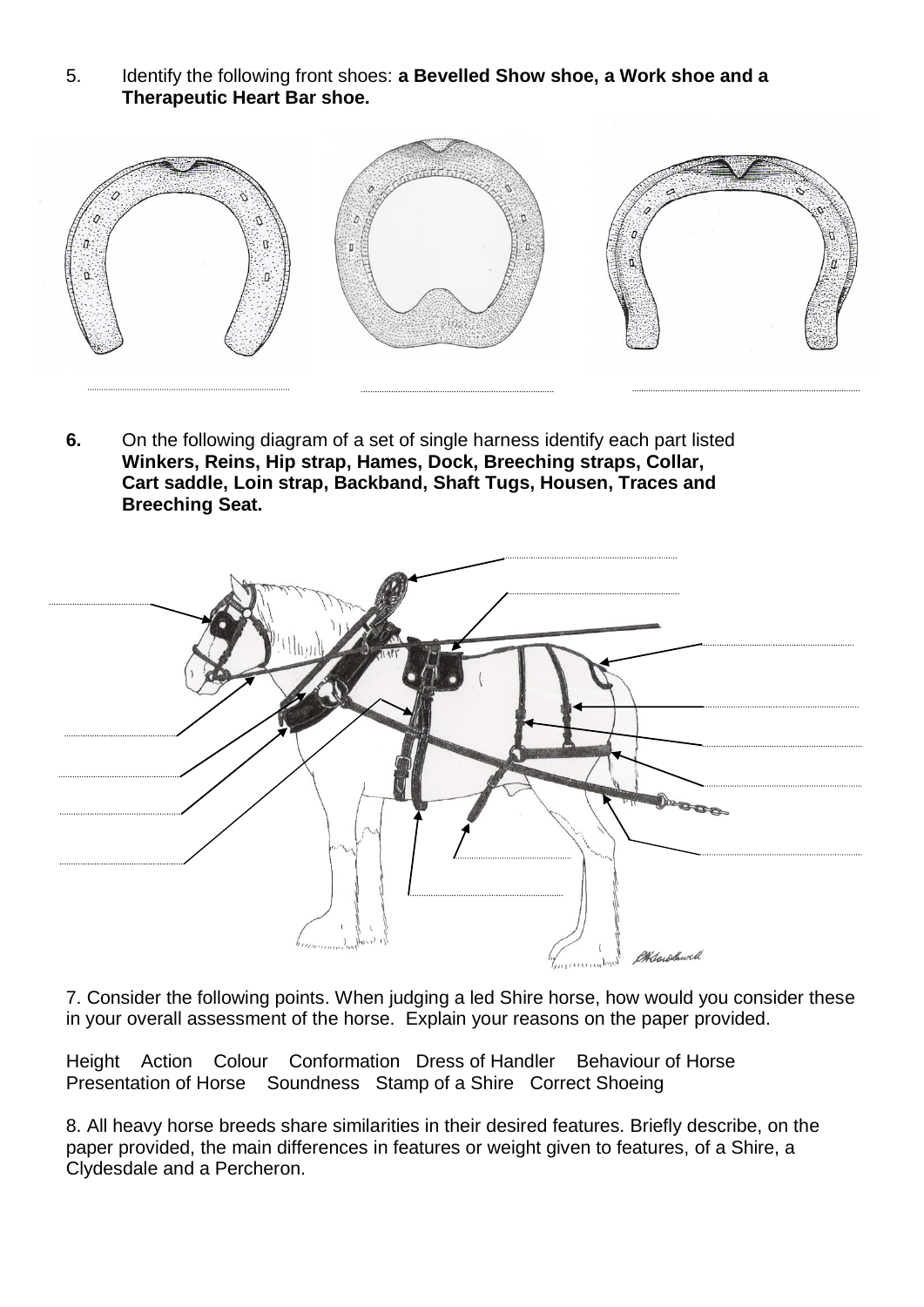5. Identify the following front shoes: **a Bevelled Show shoe, a Work shoe and a Therapeutic Heart Bar shoe.**

.................................................... .................................................... ....................................................

**6.** On the following diagram of a set of single harness identify each part listed **Winkers, Reins, Hip strap, Hames, Dock, Breeching straps, Collar, Cart saddle, Loin strap, Backband, Shaft Tugs, Housen, Traces and Breeching Seat.**

7. Consider the following points. When judging a led Shire horse, how would you consider these in your overall assessment of the horse. Explain your reasons on the paper provided.

Height Action Colour Conformation Dress of Handler Behaviour of Horse Presentation of Horse Soundness Stamp of a Shire Correct Shoeing

8. All heavy horse breeds share similarities in their desired features. Briefly describe, on the paper provided, the main differences in features or weight given to features, of a Shire, a Clydesdale and a Percheron.